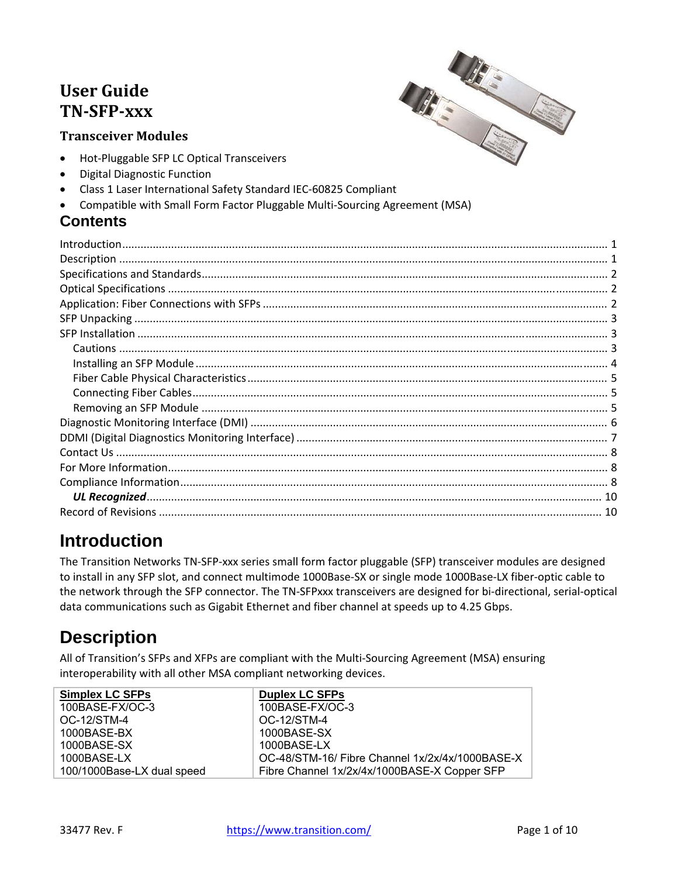# User Guide
# TN-SFP-xxx

### Transceiver Modules

- Hot-Pluggable SFP LC Optical Transceivers
- Digital Diagnostic Function
- Class 1 Laser International Safety Standard IEC-60825 Compliant
- Compatible with Small Form Factor Pluggable Multi-Sourcing Agreement (MSA)

## Contents

Introduction ..... 1
Description ..... 1
Specifications and Standards ..... 2
Optical Specifications ..... 2
Application: Fiber Connections with SFPs ..... 2
SFP Unpacking ..... 3
SFP Installation ..... 3
  Cautions ..... 3
  Installing an SFP Module ..... 4
  Fiber Cable Physical Characteristics ..... 5
  Connecting Fiber Cables ..... 5
  Removing an SFP Module ..... 5
Diagnostic Monitoring Interface (DMI) ..... 6
DDMI (Digital Diagnostics Monitoring Interface) ..... 7
Contact Us ..... 8
For More Information ..... 8
Compliance Information ..... 8
  ***UL Recognized*** ..... 10
Record of Revisions ..... 10

## Introduction

The Transition Networks TN-SFP-xxx series small form factor pluggable (SFP) transceiver modules are designed to install in any SFP slot, and connect multimode 1000Base-SX or single mode 1000Base-LX fiber-optic cable to the network through the SFP connector. The TN-SFPxxx transceivers are designed for bi-directional, serial-optical data communications such as Gigabit Ethernet and fiber channel at speeds up to 4.25 Gbps.

## Description

All of Transition's SFPs and XFPs are compliant with the Multi-Sourcing Agreement (MSA) ensuring interoperability with all other MSA compliant networking devices.

| Simplex LC SFPs | Duplex LC SFPs |
|---|---|
| 100BASE-FX/OC-3 | 100BASE-FX/OC-3 |
| OC-12/STM-4 | OC-12/STM-4 |
| 1000BASE-BX | 1000BASE-SX |
| 1000BASE-SX | 1000BASE-LX |
| 1000BASE-LX | OC-48/STM-16/ Fibre Channel 1x/2x/4x/1000BASE-X |
| 100/1000Base-LX dual speed | Fibre Channel 1x/2x/4x/1000BASE-X Copper SFP |

33477 Rev. F https://www.transition.com/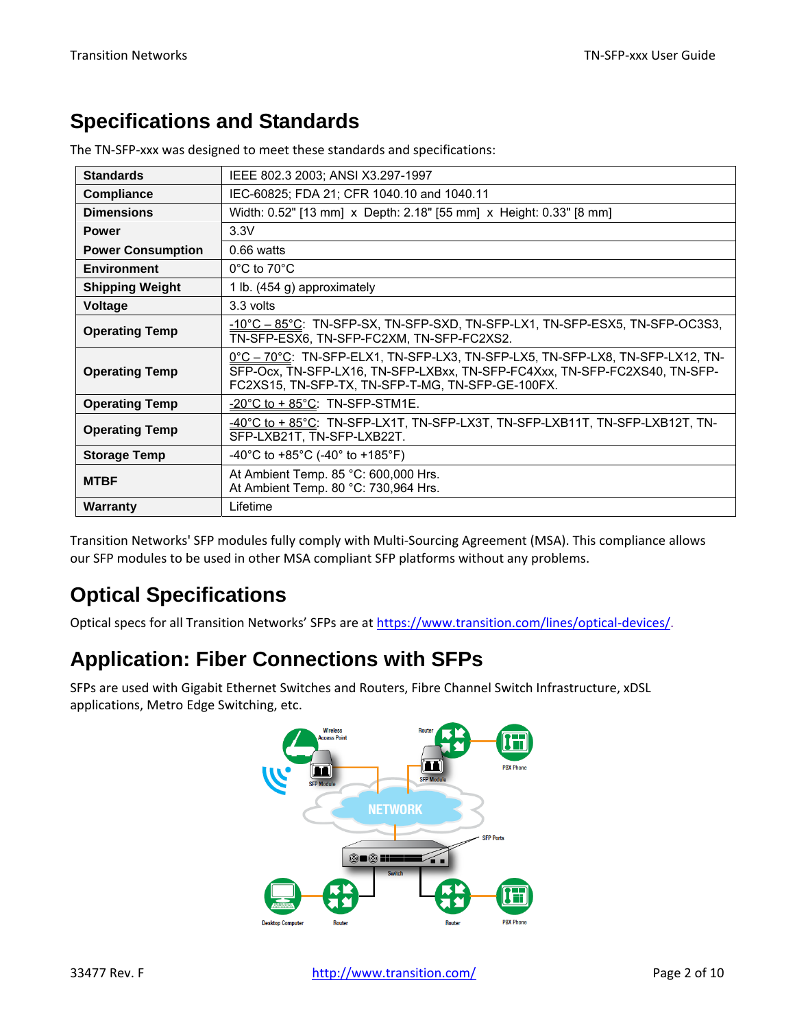## Specifications and Standards

The TN-SFP-xxx was designed to meet these standards and specifications:

| | |
|---|---|
| **Standards** | IEEE 802.3 2003; ANSI X3.297-1997 |
| **Compliance** | IEC-60825; FDA 21; CFR 1040.10 and 1040.11 |
| **Dimensions** | Width: 0.52" [13 mm] x Depth: 2.18" [55 mm] x Height: 0.33" [8 mm] |
| **Power** | 3.3V |
| **Power Consumption** | 0.66 watts |
| **Environment** | 0°C to 70°C |
| **Shipping Weight** | 1 lb. (454 g) approximately |
| **Voltage** | 3.3 volts |
| **Operating Temp** | -10°C – 85°C: TN-SFP-SX, TN-SFP-SXD, TN-SFP-LX1, TN-SFP-ESX5, TN-SFP-OC3S3, TN-SFP-ESX6, TN-SFP-FC2XM, TN-SFP-FC2XS2. |
| **Operating Temp** | 0°C – 70°C: TN-SFP-ELX1, TN-SFP-LX3, TN-SFP-LX5, TN-SFP-LX8, TN-SFP-LX12, TN-SFP-Ocx, TN-SFP-LX16, TN-SFP-LXBxx, TN-SFP-FC4Xxx, TN-SFP-FC2XS40, TN-SFP-FC2XS15, TN-SFP-TX, TN-SFP-T-MG, TN-SFP-GE-100FX. |
| **Operating Temp** | -20°C to + 85°C: TN-SFP-STM1E. |
| **Operating Temp** | -40°C to + 85°C: TN-SFP-LX1T, TN-SFP-LX3T, TN-SFP-LXB11T, TN-SFP-LXB12T, TN-SFP-LXB21T, TN-SFP-LXB22T. |
| **Storage Temp** | -40°C to +85°C (-40° to +185°F) |
| **MTBF** | At Ambient Temp. 85 °C: 600,000 Hrs.<br>At Ambient Temp. 80 °C: 730,964 Hrs. |
| **Warranty** | Lifetime |

Transition Networks' SFP modules fully comply with Multi-Sourcing Agreement (MSA). This compliance allows our SFP modules to be used in other MSA compliant SFP platforms without any problems.

## Optical Specifications

Optical specs for all Transition Networks' SFPs are at https://www.transition.com/lines/optical-devices/.

## Application: Fiber Connections with SFPs

SFPs are used with Gigabit Ethernet Switches and Routers, Fibre Channel Switch Infrastructure, xDSL applications, Metro Edge Switching, etc.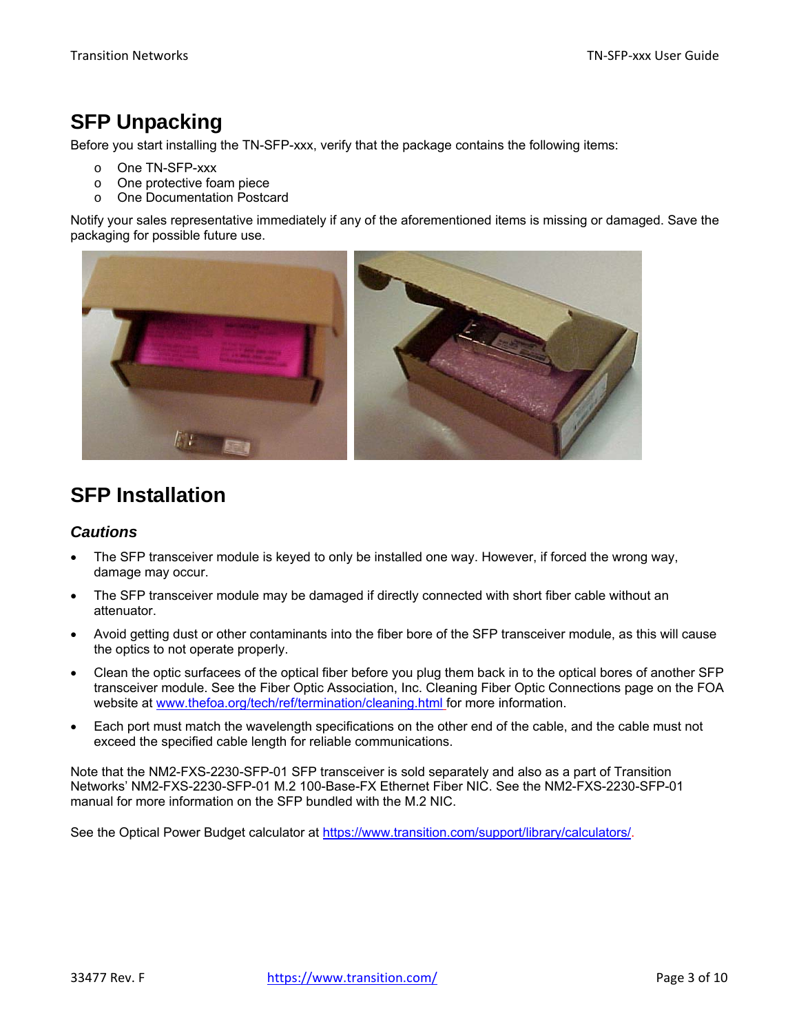# SFP Unpacking

Before you start installing the TN-SFP-xxx, verify that the package contains the following items:

- One TN-SFP-xxx
- One protective foam piece
- One Documentation Postcard

Notify your sales representative immediately if any of the aforementioned items is missing or damaged. Save the packaging for possible future use.

# SFP Installation

## *Cautions*

- The SFP transceiver module is keyed to only be installed one way. However, if forced the wrong way, damage may occur.
- The SFP transceiver module may be damaged if directly connected with short fiber cable without an attenuator.
- Avoid getting dust or other contaminants into the fiber bore of the SFP transceiver module, as this will cause the optics to not operate properly.
- Clean the optic surfacees of the optical fiber before you plug them back in to the optical bores of another SFP transceiver module. See the Fiber Optic Association, Inc. Cleaning Fiber Optic Connections page on the FOA website at www.thefoa.org/tech/ref/termination/cleaning.html for more information.
- Each port must match the wavelength specifications on the other end of the cable, and the cable must not exceed the specified cable length for reliable communications.

Note that the NM2-FXS-2230-SFP-01 SFP transceiver is sold separately and also as a part of Transition Networks' NM2-FXS-2230-SFP-01 M.2 100-Base-FX Ethernet Fiber NIC. See the NM2-FXS-2230-SFP-01 manual for more information on the SFP bundled with the M.2 NIC.

See the Optical Power Budget calculator at https://www.transition.com/support/library/calculators/.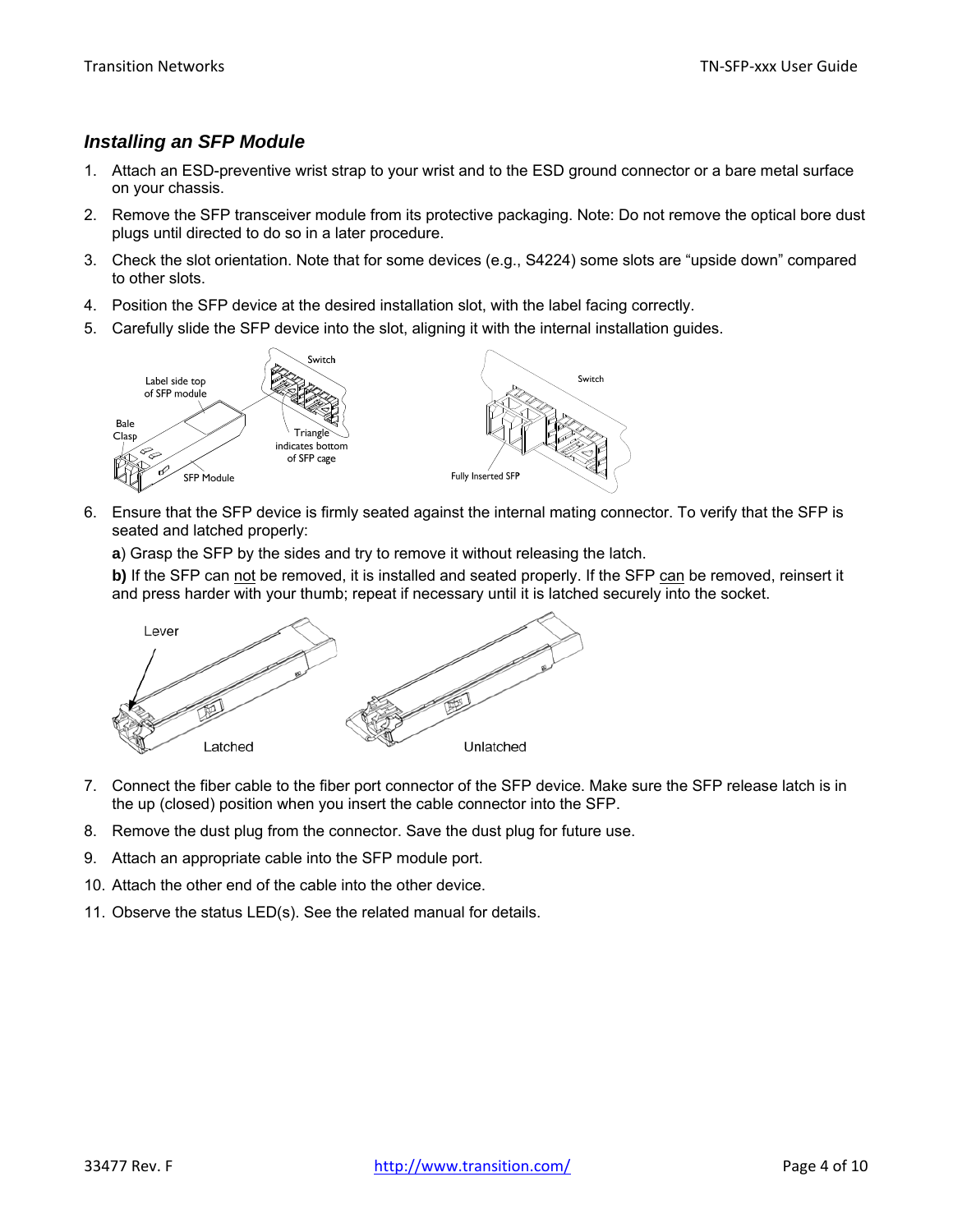### *Installing an SFP Module*

1. Attach an ESD-preventive wrist strap to your wrist and to the ESD ground connector or a bare metal surface on your chassis.
2. Remove the SFP transceiver module from its protective packaging. Note: Do not remove the optical bore dust plugs until directed to do so in a later procedure.
3. Check the slot orientation. Note that for some devices (e.g., S4224) some slots are "upside down" compared to other slots.
4. Position the SFP device at the desired installation slot, with the label facing correctly.
5. Carefully slide the SFP device into the slot, aligning it with the internal installation guides.
6. Ensure that the SFP device is firmly seated against the internal mating connector. To verify that the SFP is seated and latched properly:

   **a**) Grasp the SFP by the sides and try to remove it without releasing the latch.

   **b)** If the SFP can not be removed, it is installed and seated properly. If the SFP can be removed, reinsert it and press harder with your thumb; repeat if necessary until it is latched securely into the socket.

7. Connect the fiber cable to the fiber port connector of the SFP device. Make sure the SFP release latch is in the up (closed) position when you insert the cable connector into the SFP.
8. Remove the dust plug from the connector. Save the dust plug for future use.
9. Attach an appropriate cable into the SFP module port.
10. Attach the other end of the cable into the other device.
11. Observe the status LED(s). See the related manual for details.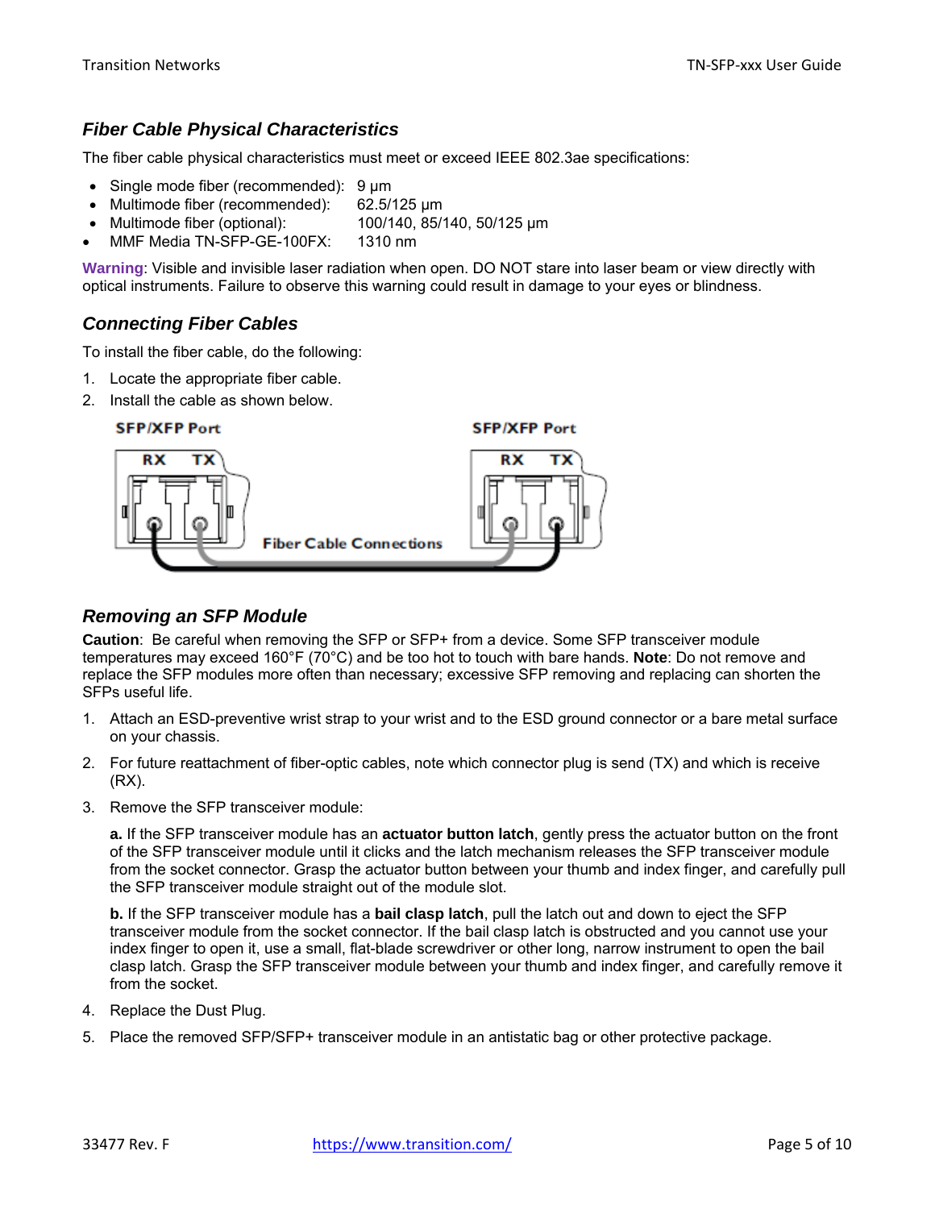### Fiber Cable Physical Characteristics

The fiber cable physical characteristics must meet or exceed IEEE 802.3ae specifications:

- Single mode fiber (recommended): 9 µm
- Multimode fiber (recommended): 62.5/125 µm
- Multimode fiber (optional): 100/140, 85/140, 50/125 µm
- MMF Media TN-SFP-GE-100FX: 1310 nm

**Warning**: Visible and invisible laser radiation when open. DO NOT stare into laser beam or view directly with optical instruments. Failure to observe this warning could result in damage to your eyes or blindness.

### Connecting Fiber Cables

To install the fiber cable, do the following:

1. Locate the appropriate fiber cable.
2. Install the cable as shown below.

SFP/XFP Port RX TX — Fiber Cable Connections — SFP/XFP Port RX TX

### Removing an SFP Module

**Caution**: Be careful when removing the SFP or SFP+ from a device. Some SFP transceiver module temperatures may exceed 160°F (70°C) and be too hot to touch with bare hands. **Note**: Do not remove and replace the SFP modules more often than necessary; excessive SFP removing and replacing can shorten the SFPs useful life.

1. Attach an ESD-preventive wrist strap to your wrist and to the ESD ground connector or a bare metal surface on your chassis.
2. For future reattachment of fiber-optic cables, note which connector plug is send (TX) and which is receive (RX).
3. Remove the SFP transceiver module:

   **a.** If the SFP transceiver module has an **actuator button latch**, gently press the actuator button on the front of the SFP transceiver module until it clicks and the latch mechanism releases the SFP transceiver module from the socket connector. Grasp the actuator button between your thumb and index finger, and carefully pull the SFP transceiver module straight out of the module slot.

   **b.** If the SFP transceiver module has a **bail clasp latch**, pull the latch out and down to eject the SFP transceiver module from the socket connector. If the bail clasp latch is obstructed and you cannot use your index finger to open it, use a small, flat-blade screwdriver or other long, narrow instrument to open the bail clasp latch. Grasp the SFP transceiver module between your thumb and index finger, and carefully remove it from the socket.

4. Replace the Dust Plug.
5. Place the removed SFP/SFP+ transceiver module in an antistatic bag or other protective package.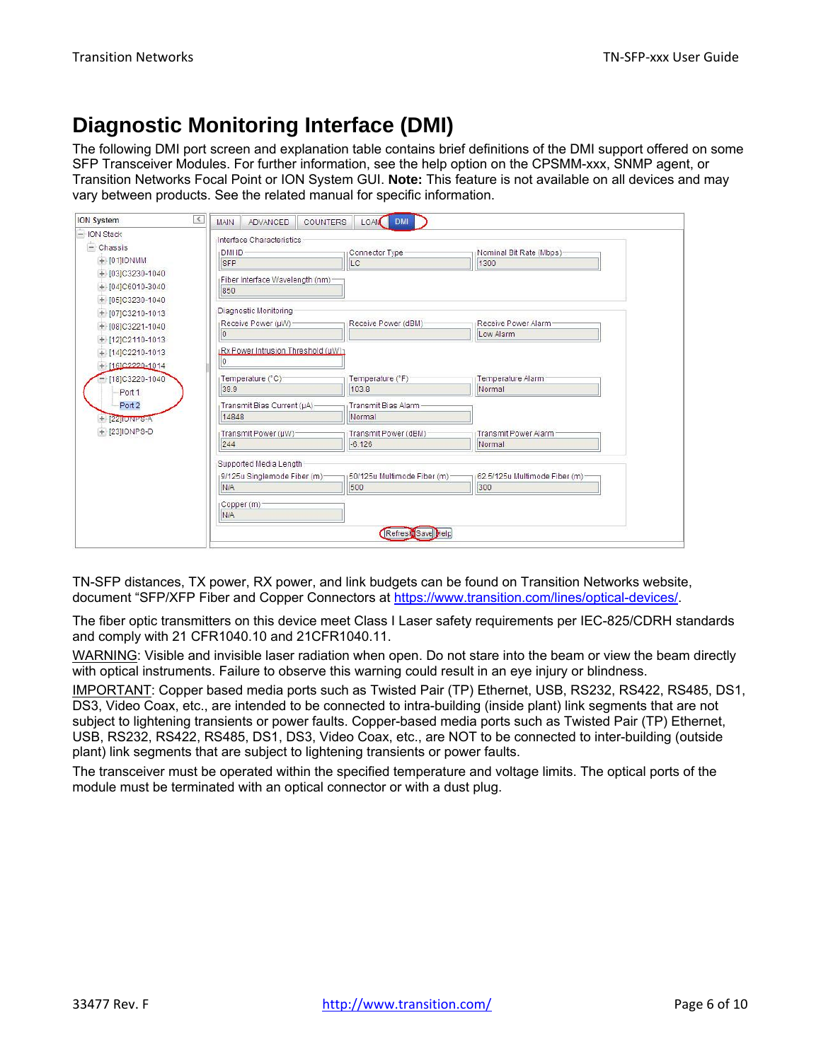# Diagnostic Monitoring Interface (DMI)

The following DMI port screen and explanation table contains brief definitions of the DMI support offered on some SFP Transceiver Modules. For further information, see the help option on the CPSMM-xxx, SNMP agent, or Transition Networks Focal Point or ION System GUI. **Note:** This feature is not available on all devices and may vary between products. See the related manual for specific information.

TN-SFP distances, TX power, RX power, and link budgets can be found on Transition Networks website, document "SFP/XFP Fiber and Copper Connectors at https://www.transition.com/lines/optical-devices/.

The fiber optic transmitters on this device meet Class I Laser safety requirements per IEC-825/CDRH standards and comply with 21 CFR1040.10 and 21CFR1040.11.

WARNING: Visible and invisible laser radiation when open. Do not stare into the beam or view the beam directly with optical instruments. Failure to observe this warning could result in an eye injury or blindness.

IMPORTANT: Copper based media ports such as Twisted Pair (TP) Ethernet, USB, RS232, RS422, RS485, DS1, DS3, Video Coax, etc., are intended to be connected to intra-building (inside plant) link segments that are not subject to lightening transients or power faults. Copper-based media ports such as Twisted Pair (TP) Ethernet, USB, RS232, RS422, RS485, DS1, DS3, Video Coax, etc., are NOT to be connected to inter-building (outside plant) link segments that are subject to lightening transients or power faults.

The transceiver must be operated within the specified temperature and voltage limits. The optical ports of the module must be terminated with an optical connector or with a dust plug.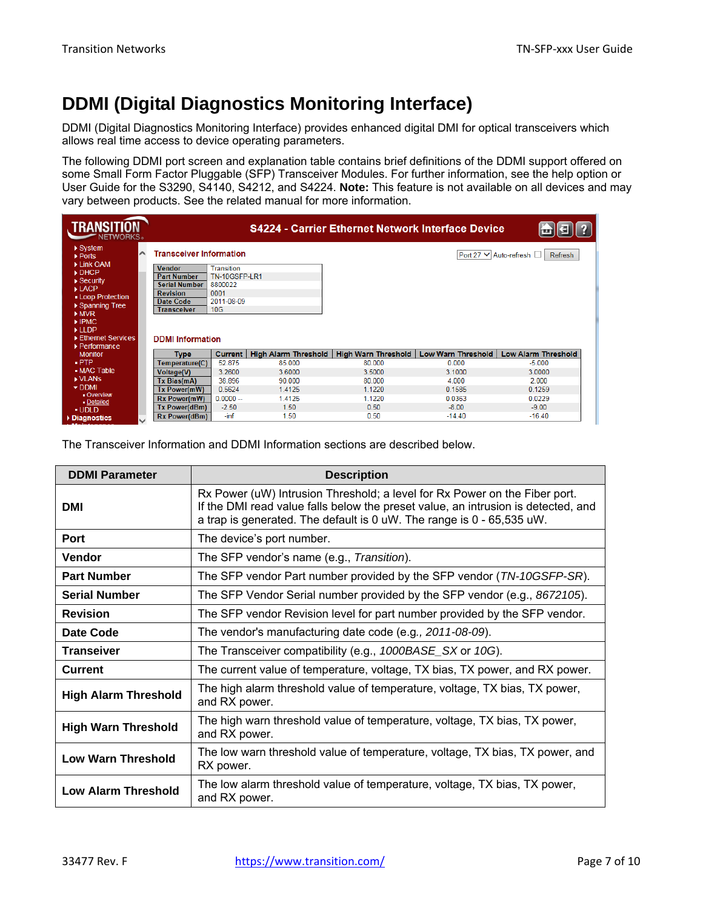# DDMI (Digital Diagnostics Monitoring Interface)

DDMI (Digital Diagnostics Monitoring Interface) provides enhanced digital DMI for optical transceivers which allows real time access to device operating parameters.

The following DDMI port screen and explanation table contains brief definitions of the DDMI support offered on some Small Form Factor Pluggable (SFP) Transceiver Modules. For further information, see the help option or User Guide for the S3290, S4140, S4212, and S4224. **Note:** This feature is not available on all devices and may vary between products. See the related manual for more information.

The Transceiver Information and DDMI Information sections are described below.

| DDMI Parameter | Description |
|---|---|
| **DMI** | Rx Power (uW) Intrusion Threshold; a level for Rx Power on the Fiber port. If the DMI read value falls below the preset value, an intrusion is detected, and a trap is generated. The default is 0 uW. The range is 0 - 65,535 uW. |
| **Port** | The device's port number. |
| **Vendor** | The SFP vendor's name (e.g., *Transition*). |
| **Part Number** | The SFP vendor Part number provided by the SFP vendor (*TN-10GSFP-SR*). |
| **Serial Number** | The SFP Vendor Serial number provided by the SFP vendor (e.g., *8672105*). |
| **Revision** | The SFP vendor Revision level for part number provided by the SFP vendor. |
| **Date Code** | The vendor's manufacturing date code (e.g*., 2011-08-09*). |
| **Transeiver** | The Transceiver compatibility (e.g., *1000BASE_SX* or *10G*). |
| **Current** | The current value of temperature, voltage, TX bias, TX power, and RX power. |
| **High Alarm Threshold** | The high alarm threshold value of temperature, voltage, TX bias, TX power, and RX power. |
| **High Warn Threshold** | The high warn threshold value of temperature, voltage, TX bias, TX power, and RX power. |
| **Low Warn Threshold** | The low warn threshold value of temperature, voltage, TX bias, TX power, and RX power. |
| **Low Alarm Threshold** | The low alarm threshold value of temperature, voltage, TX bias, TX power, and RX power. |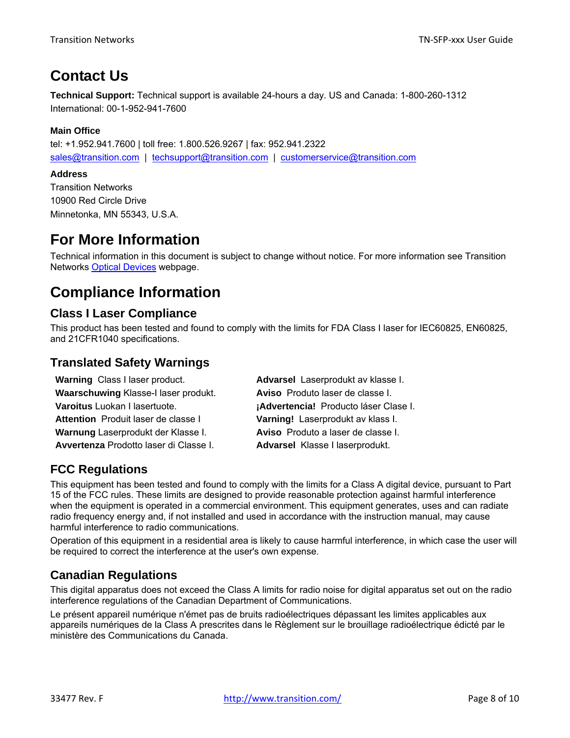# Contact Us

**Technical Support:** Technical support is available 24-hours a day. US and Canada: 1-800-260-1312 International: 00-1-952-941-7600

**Main Office**

tel: +1.952.941.7600 | toll free: 1.800.526.9267 | fax: 952.941.2322
sales@transition.com | techsupport@transition.com | customerservice@transition.com

**Address**

Transition Networks
10900 Red Circle Drive
Minnetonka, MN 55343, U.S.A.

# For More Information

Technical information in this document is subject to change without notice. For more information see Transition Networks Optical Devices webpage.

# Compliance Information

## Class I Laser Compliance

This product has been tested and found to comply with the limits for FDA Class I laser for IEC60825, EN60825, and 21CFR1040 specifications.

## Translated Safety Warnings

**Warning** Class I laser product.
**Waarschuwing** Klasse-I laser produkt.
**Varoitus** Luokan I lasertuote.
**Attention** Produit laser de classe I
**Warnung** Laserprodukt der Klasse I.
**Avvertenza** Prodotto laser di Classe I.
**Advarsel** Laserprodukt av klasse I.
**Aviso** Produto laser de classe I.
**¡Advertencia!** Producto láser Clase I.
**Varning!** Laserprodukt av klass I.
**Aviso** Produto a laser de classe I.
**Advarsel** Klasse I laserprodukt.

## FCC Regulations

This equipment has been tested and found to comply with the limits for a Class A digital device, pursuant to Part 15 of the FCC rules. These limits are designed to provide reasonable protection against harmful interference when the equipment is operated in a commercial environment. This equipment generates, uses and can radiate radio frequency energy and, if not installed and used in accordance with the instruction manual, may cause harmful interference to radio communications.

Operation of this equipment in a residential area is likely to cause harmful interference, in which case the user will be required to correct the interference at the user's own expense.

## Canadian Regulations

This digital apparatus does not exceed the Class A limits for radio noise for digital apparatus set out on the radio interference regulations of the Canadian Department of Communications.

Le présent appareil numérique n'émet pas de bruits radioélectriques dépassant les limites applicables aux appareils numériques de la Class A prescrites dans le Règlement sur le brouillage radioélectrique édicté par le ministère des Communications du Canada.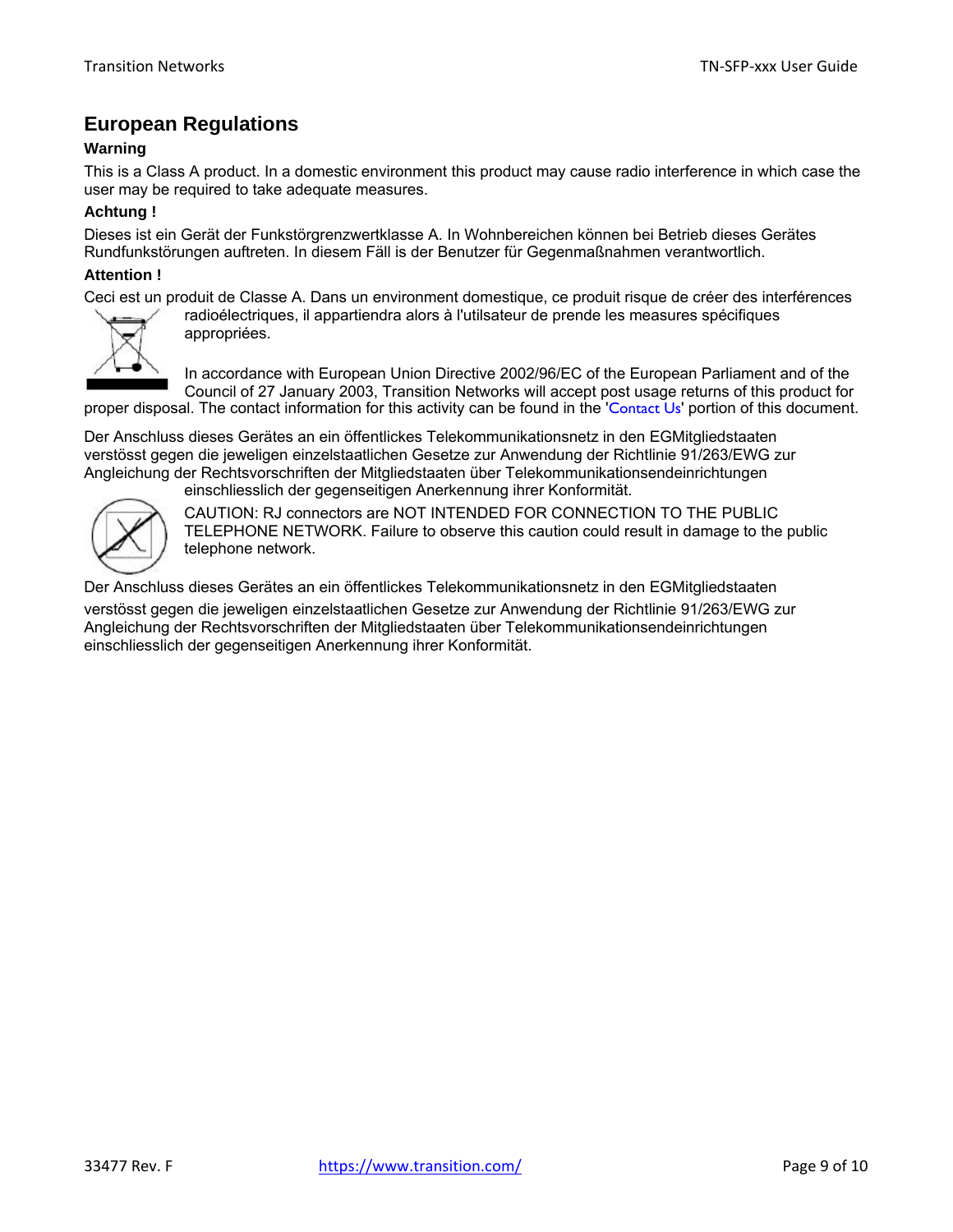## European Regulations

**Warning**

This is a Class A product. In a domestic environment this product may cause radio interference in which case the user may be required to take adequate measures.

**Achtung !**

Dieses ist ein Gerät der Funkstörgrenzwertklasse A. In Wohnbereichen können bei Betrieb dieses Gerätes Rundfunkstörungen auftreten. In diesem Fäll is der Benutzer für Gegenmaßnahmen verantwortlich.

**Attention !**

Ceci est un produit de Classe A. Dans un environment domestique, ce produit risque de créer des interférences radioélectriques, il appartiendra alors à l'utilsateur de prende les measures spécifiques appropriées.

In accordance with European Union Directive 2002/96/EC of the European Parliament and of the Council of 27 January 2003, Transition Networks will accept post usage returns of this product for proper disposal. The contact information for this activity can be found in the 'Contact Us' portion of this document.

Der Anschluss dieses Gerätes an ein öffentlickes Telekommunikationsnetz in den EGMitgliedstaaten verstösst gegen die jeweligen einzelstaatlichen Gesetze zur Anwendung der Richtlinie 91/263/EWG zur Angleichung der Rechtsvorschriften der Mitgliedstaaten über Telekommunikationsendeinrichtungen einschliesslich der gegenseitigen Anerkennung ihrer Konformität.

CAUTION: RJ connectors are NOT INTENDED FOR CONNECTION TO THE PUBLIC TELEPHONE NETWORK. Failure to observe this caution could result in damage to the public telephone network.

Der Anschluss dieses Gerätes an ein öffentlickes Telekommunikationsnetz in den EGMitgliedstaaten verstösst gegen die jeweligen einzelstaatlichen Gesetze zur Anwendung der Richtlinie 91/263/EWG zur Angleichung der Rechtsvorschriften der Mitgliedstaaten über Telekommunikationsendeinrichtungen einschliesslich der gegenseitigen Anerkennung ihrer Konformität.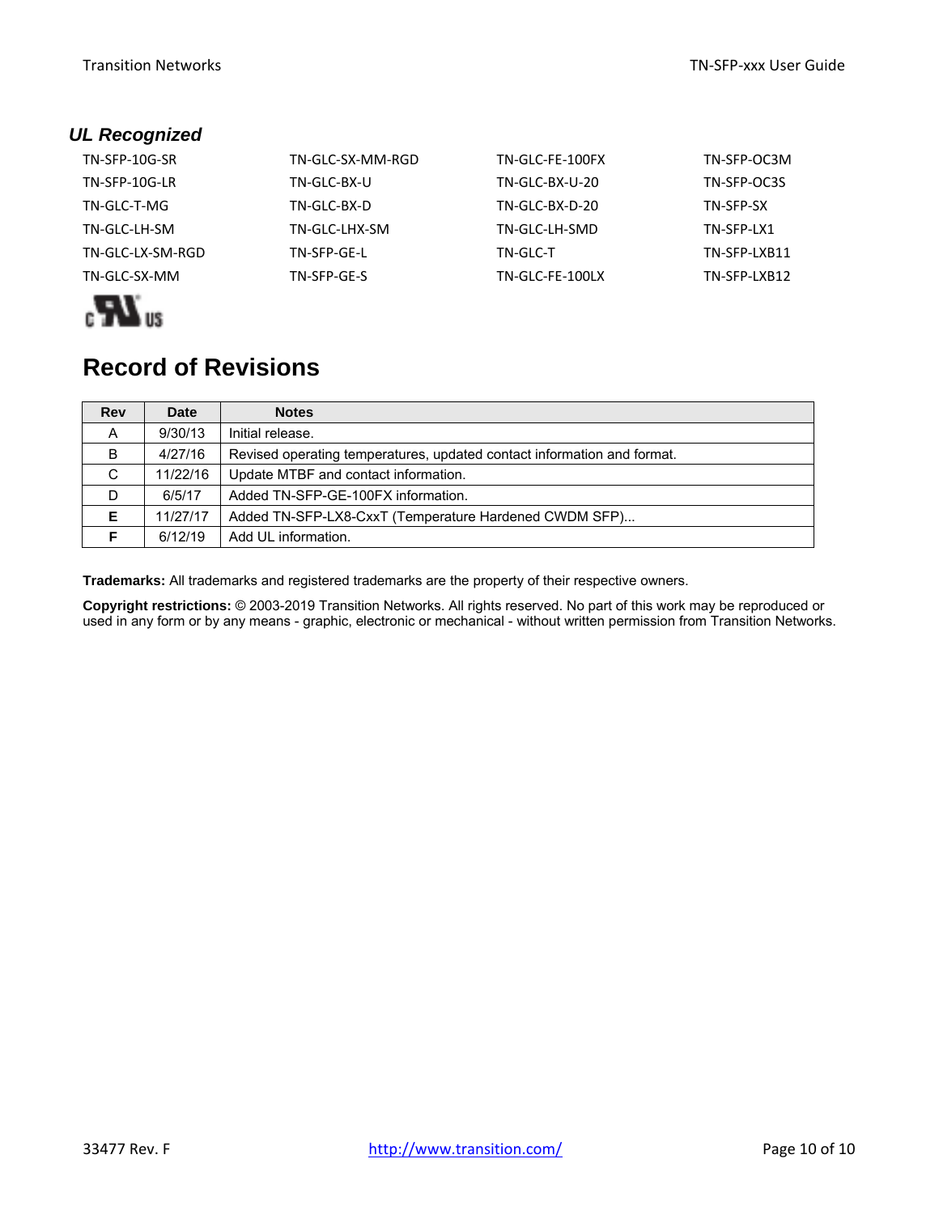### *UL Recognized*

| | | | |
|---|---|---|---|
| TN-SFP-10G-SR | TN-GLC-SX-MM-RGD | TN-GLC-FE-100FX | TN-SFP-OC3M |
| TN-SFP-10G-LR | TN-GLC-BX-U | TN-GLC-BX-U-20 | TN-SFP-OC3S |
| TN-GLC-T-MG | TN-GLC-BX-D | TN-GLC-BX-D-20 | TN-SFP-SX |
| TN-GLC-LH-SM | TN-GLC-LHX-SM | TN-GLC-LH-SMD | TN-SFP-LX1 |
| TN-GLC-LX-SM-RGD | TN-SFP-GE-L | TN-GLC-T | TN-SFP-LXB11 |
| TN-GLC-SX-MM | TN-SFP-GE-S | TN-GLC-FE-100LX | TN-SFP-LXB12 |

c UL us

# Record of Revisions

| Rev | Date | Notes |
|---|---|---|
| A | 9/30/13 | Initial release. |
| B | 4/27/16 | Revised operating temperatures, updated contact information and format. |
| C | 11/22/16 | Update MTBF and contact information. |
| D | 6/5/17 | Added TN-SFP-GE-100FX information. |
| **E** | 11/27/17 | Added TN-SFP-LX8-CxxT (Temperature Hardened CWDM SFP)... |
| **F** | 6/12/19 | Add UL information. |

**Trademarks:** All trademarks and registered trademarks are the property of their respective owners.

**Copyright restrictions:** © 2003-2019 Transition Networks. All rights reserved. No part of this work may be reproduced or used in any form or by any means - graphic, electronic or mechanical - without written permission from Transition Networks.